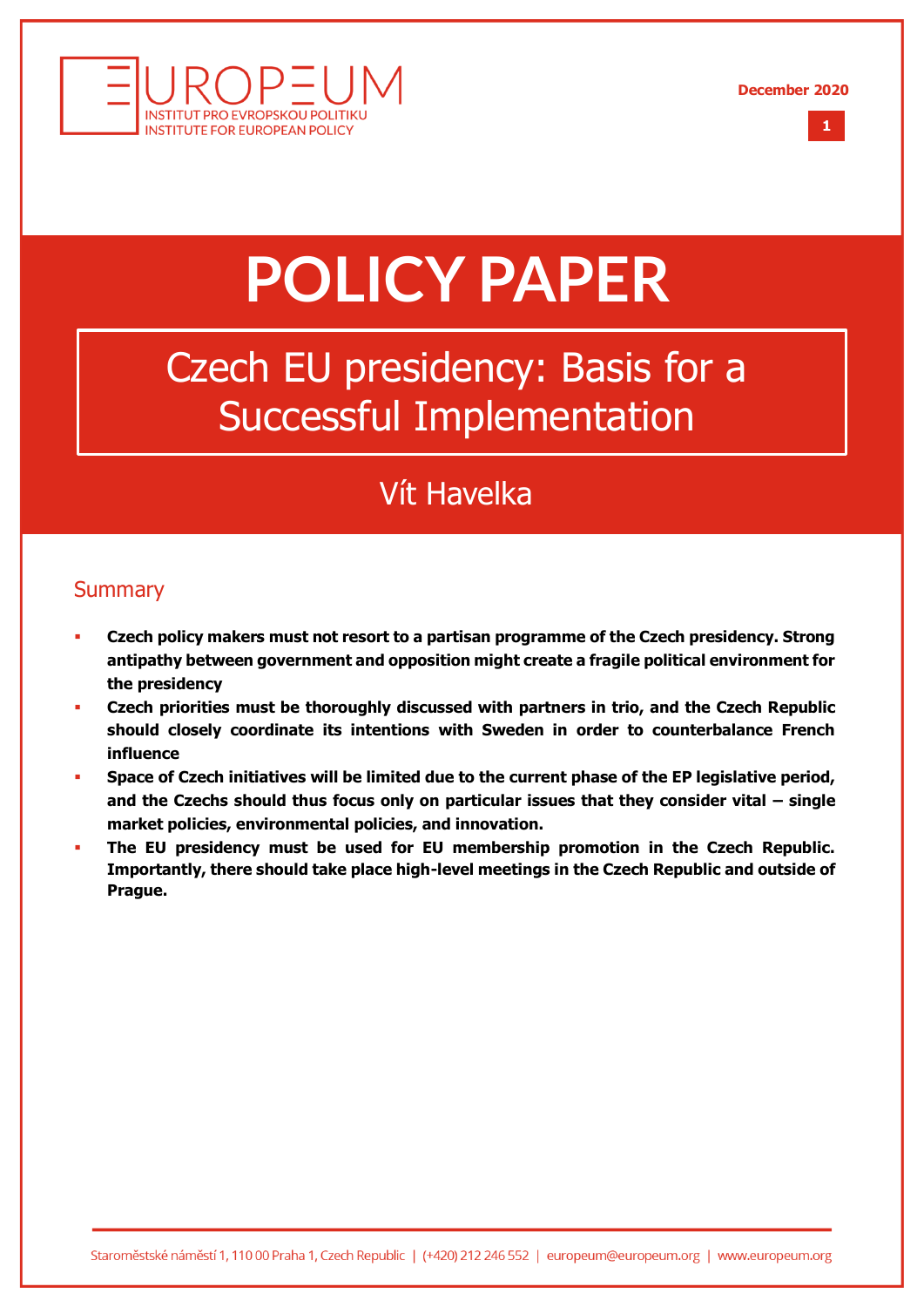# POLICY PAPER

## Czech EU presidency: Basis for a Successful Implementation

Vít Havelka

December 2020

### Summary

- **Czech policy makers must not resort to a partisan programme of the Czech presidency. Strong antipathy between government and opposition might create a fragile political environment for the presidency**
- **Czech priorities must be thoroughly discussed with partners in trio, and the Czech Republic should closely coordinate its intentions with Sweden in order to counterbalance French influence**
- **Space of Czech initiatives will be limited due to the current phase of the EP legislative period, and the Czechs should thus focus only on particular issues that they consider vital – single market policies, environmental policies, and innovation.**
- **The EU presidency must be used for EU membership promotion in the Czech Republic. Importantly, there should take place high-level meetings in the Czech Republic and outside of Prague.**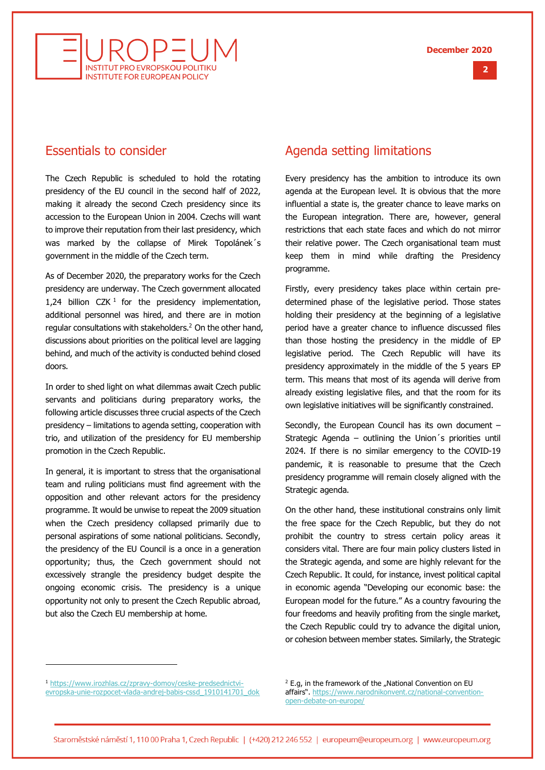## Essentials to consider

The Czech Republic is scheduled to hold the rotating presidency of the EU council in the second half of 2022, making it already the second Czech presidency since its accession to the European Union in 2004. Czechs will want to improve their reputation from their last presidency, which was marked by the collapse of Mirek Topolánek´s government in the middle of the Czech term.

As of December 2020, the preparatory works for the Czech presidency are underway. The Czech government allocated 1,24 billion CZK[1] for the presidency implementation, additional personnel was hired, and there are in motion regular consultations with stakeholders.[2] On the other hand, discussions about priorities on the political level are lagging behind, and much of the activity is conducted behind closed doors.

In order to shed light on what dilemmas await Czech public servants and politicians during preparatory works, the following article discusses three crucial aspects of the Czech presidency – limitations to agenda setting, cooperation with trio, and utilization of the presidency for EU membership promotion in the Czech Republic.

In general, it is important to stress that the organisational team and ruling politicians must find agreement with the opposition and other relevant actors for the presidency programme. It would be unwise to repeat the 2009 situation when the Czech presidency collapsed primarily due to personal aspirations of some national politicians. Secondly, the presidency of the EU Council is a once in a generation opportunity; thus, the Czech government should not excessively strangle the presidency budget despite the ongoing economic crisis. The presidency is a unique opportunity not only to present the Czech Republic abroad, but also the Czech EU membership at home.

## Agenda setting limitations

Every presidency has the ambition to introduce its own agenda at the European level. It is obvious that the more influential a state is, the greater chance to leave marks on the European integration. There are, however, general restrictions that each state faces and which do not mirror their relative power. The Czech organisational team must keep them in mind while drafting the Presidency programme.

Firstly, every presidency takes place within certain pre-determined phase of the legislative period. Those states holding their presidency at the beginning of a legislative period have a greater chance to influence discussed files than those hosting the presidency in the middle of EP legislative period. The Czech Republic will have its presidency approximately in the middle of the 5 years EP term. This means that most of its agenda will derive from already existing legislative files, and that the room for its own legislative initiatives will be significantly constrained.

Secondly, the European Council has its own document – Strategic Agenda – outlining the Union´s priorities until 2024. If there is no similar emergency to the COVID-19 pandemic, it is reasonable to presume that the Czech presidency programme will remain closely aligned with the Strategic agenda.

On the other hand, these institutional constrains only limit the free space for the Czech Republic, but they do not prohibit the country to stress certain policy areas it considers vital. There are four main policy clusters listed in the Strategic agenda, and some are highly relevant for the Czech Republic. It could, for instance, invest political capital in economic agenda "Developing our economic base: the European model for the future." As a country favouring the four freedoms and heavily profiting from the single market, the Czech Republic could try to advance the digital union, or cohesion between member states. Similarly, the Strategic

---

[1] https://www.irozhlas.cz/zpravy-domov/ceske-predsednictvi-evropska-unie-rozpocet-vlada-andrej-babis-cssd_1910141701_dok

[2] E.g, in the framework of the „National Convention on EU affairs". https://www.narodnikonvent.cz/national-convention-open-debate-on-europe/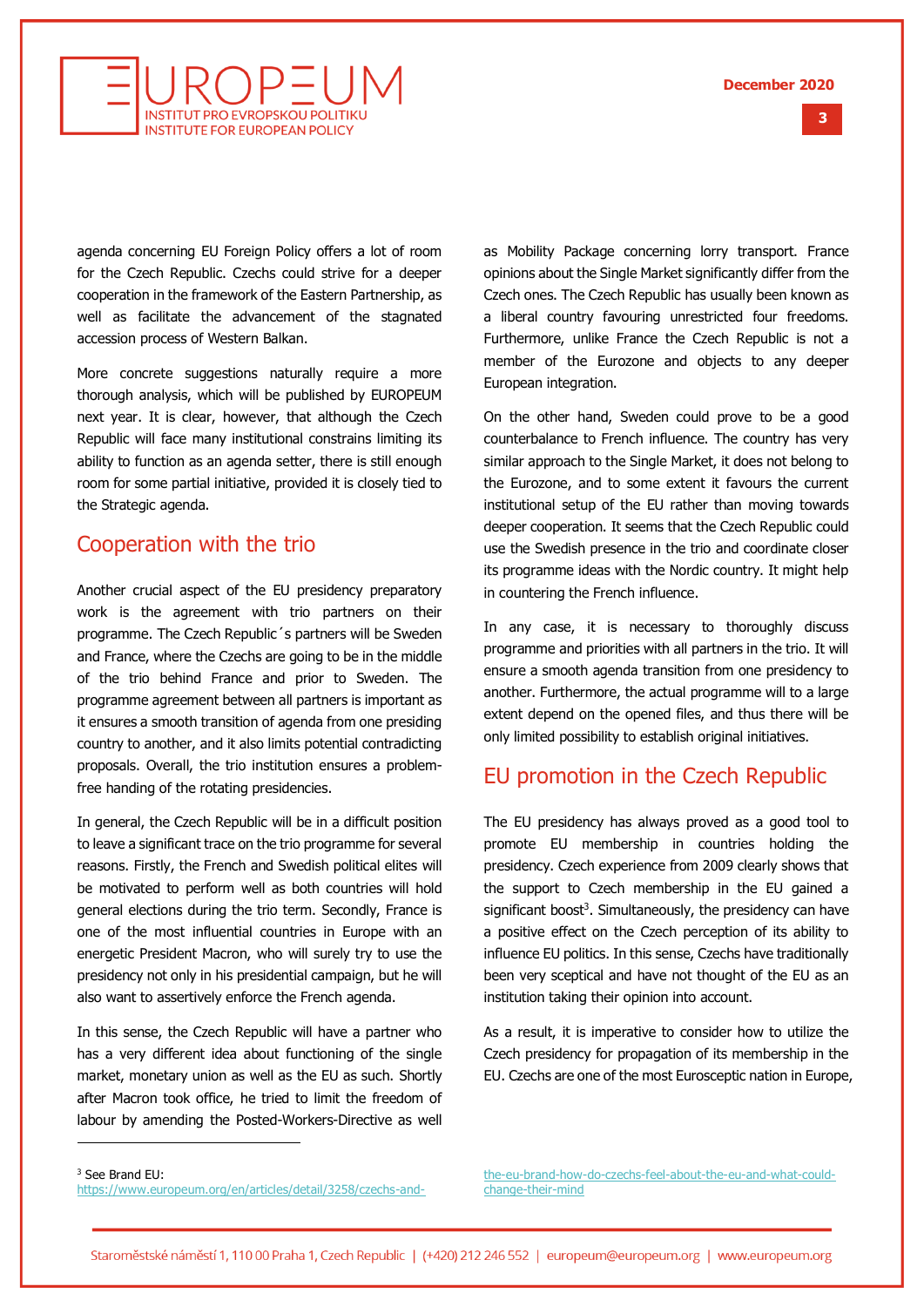agenda concerning EU Foreign Policy offers a lot of room for the Czech Republic. Czechs could strive for a deeper cooperation in the framework of the Eastern Partnership, as well as facilitate the advancement of the stagnated accession process of Western Balkan.

More concrete suggestions naturally require a more thorough analysis, which will be published by EUROPEUM next year. It is clear, however, that although the Czech Republic will face many institutional constrains limiting its ability to function as an agenda setter, there is still enough room for some partial initiative, provided it is closely tied to the Strategic agenda.

## Cooperation with the trio

Another crucial aspect of the EU presidency preparatory work is the agreement with trio partners on their programme. The Czech Republic´s partners will be Sweden and France, where the Czechs are going to be in the middle of the trio behind France and prior to Sweden. The programme agreement between all partners is important as it ensures a smooth transition of agenda from one presiding country to another, and it also limits potential contradicting proposals. Overall, the trio institution ensures a problem-free handing of the rotating presidencies.

In general, the Czech Republic will be in a difficult position to leave a significant trace on the trio programme for several reasons. Firstly, the French and Swedish political elites will be motivated to perform well as both countries will hold general elections during the trio term. Secondly, France is one of the most influential countries in Europe with an energetic President Macron, who will surely try to use the presidency not only in his presidential campaign, but he will also want to assertively enforce the French agenda.

In this sense, the Czech Republic will have a partner who has a very different idea about functioning of the single market, monetary union as well as the EU as such. Shortly after Macron took office, he tried to limit the freedom of labour by amending the Posted-Workers-Directive as well as Mobility Package concerning lorry transport. France opinions about the Single Market significantly differ from the Czech ones. The Czech Republic has usually been known as a liberal country favouring unrestricted four freedoms. Furthermore, unlike France the Czech Republic is not a member of the Eurozone and objects to any deeper European integration.

On the other hand, Sweden could prove to be a good counterbalance to French influence. The country has very similar approach to the Single Market, it does not belong to the Eurozone, and to some extent it favours the current institutional setup of the EU rather than moving towards deeper cooperation. It seems that the Czech Republic could use the Swedish presence in the trio and coordinate closer its programme ideas with the Nordic country. It might help in countering the French influence.

In any case, it is necessary to thoroughly discuss programme and priorities with all partners in the trio. It will ensure a smooth agenda transition from one presidency to another. Furthermore, the actual programme will to a large extent depend on the opened files, and thus there will be only limited possibility to establish original initiatives.

## EU promotion in the Czech Republic

The EU presidency has always proved as a good tool to promote EU membership in countries holding the presidency. Czech experience from 2009 clearly shows that the support to Czech membership in the EU gained a significant boost[3]. Simultaneously, the presidency can have a positive effect on the Czech perception of its ability to influence EU politics. In this sense, Czechs have traditionally been very sceptical and have not thought of the EU as an institution taking their opinion into account.

As a result, it is imperative to consider how to utilize the Czech presidency for propagation of its membership in the EU. Czechs are one of the most Eurosceptic nation in Europe,

---

[3] See Brand EU: https://www.europeum.org/en/articles/detail/3258/czechs-and-the-eu-brand-how-do-czechs-feel-about-the-eu-and-what-could-change-their-mind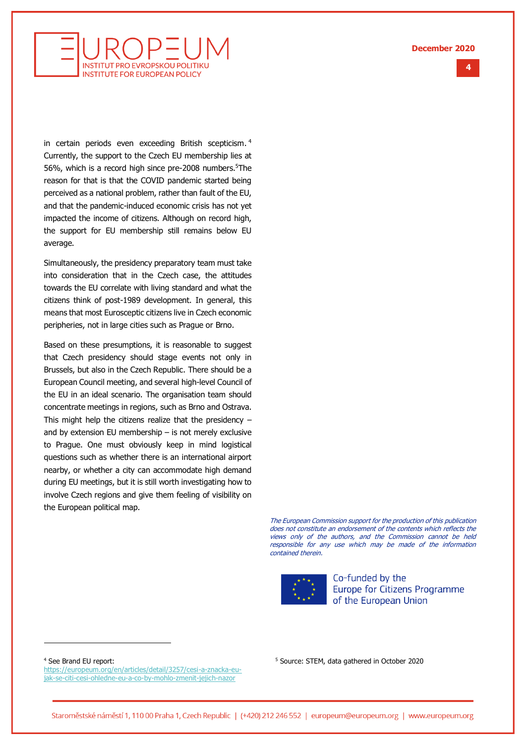in certain periods even exceeding British scepticism.[4] Currently, the support to the Czech EU membership lies at 56%, which is a record high since pre-2008 numbers.[5]The reason for that is that the COVID pandemic started being perceived as a national problem, rather than fault of the EU, and that the pandemic-induced economic crisis has not yet impacted the income of citizens. Although on record high, the support for EU membership still remains below EU average.

Simultaneously, the presidency preparatory team must take into consideration that in the Czech case, the attitudes towards the EU correlate with living standard and what the citizens think of post-1989 development. In general, this means that most Eurosceptic citizens live in Czech economic peripheries, not in large cities such as Prague or Brno.

Based on these presumptions, it is reasonable to suggest that Czech presidency should stage events not only in Brussels, but also in the Czech Republic. There should be a European Council meeting, and several high-level Council of the EU in an ideal scenario. The organisation team should concentrate meetings in regions, such as Brno and Ostrava. This might help the citizens realize that the presidency – and by extension EU membership – is not merely exclusive to Prague. One must obviously keep in mind logistical questions such as whether there is an international airport nearby, or whether a city can accommodate high demand during EU meetings, but it is still worth investigating how to involve Czech regions and give them feeling of visibility on the European political map.

*The European Commission support for the production of this publication does not constitute an endorsement of the contents which reflects the views only of the authors, and the Commission cannot be held responsible for any use which may be made of the information contained therein.*

Co-funded by the Europe for Citizens Programme of the European Union

[4] See Brand EU report: https://europeum.org/en/articles/detail/3257/cesi-a-znacka-eu-jak-se-citi-cesi-ohledne-eu-a-co-by-mohlo-zmenit-jejich-nazor

[5] Source: STEM, data gathered in October 2020